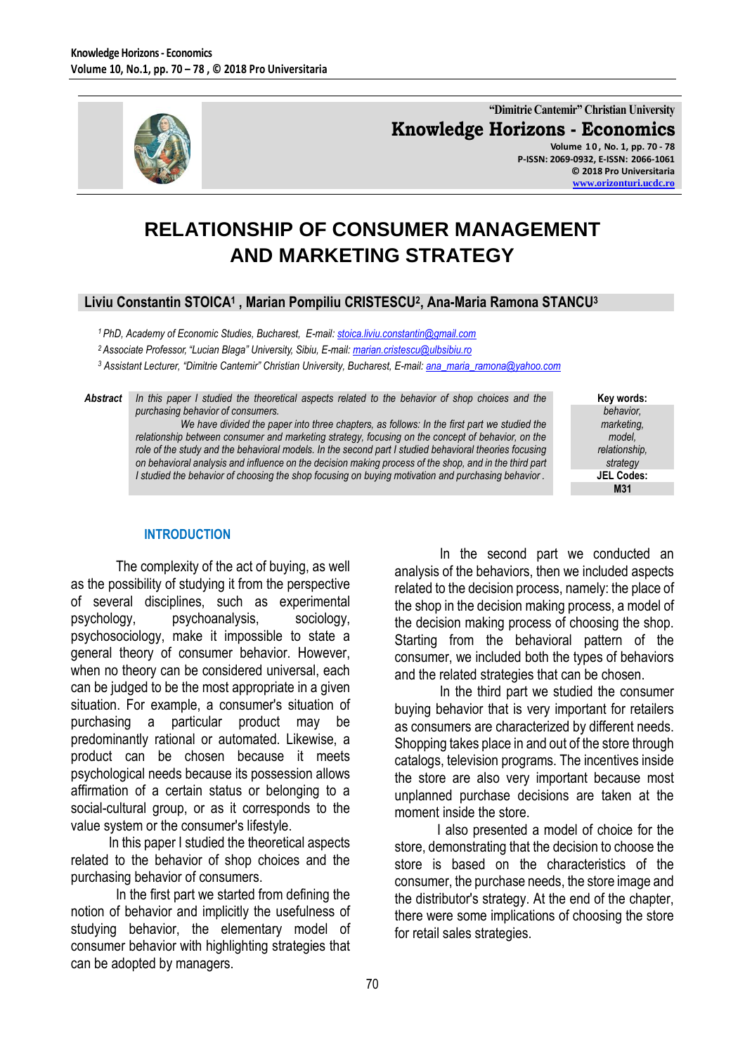"Dimitrie Cantemir" Christian University
**Knowledge Horizons - Economics**
Volume 10, No. 1, pp. 70 - 78
P-ISSN: 2069-0932, E-ISSN: 2066-1061
© 2018 Pro Universitaria
www.orizonturi.ucdc.ro

# RELATIONSHIP OF CONSUMER MANAGEMENT AND MARKETING STRATEGY

**Liviu Constantin STOICA[1], Marian Pompiliu CRISTESCU[2], Ana-Maria Ramona STANCU[3]**

*[1] PhD, Academy of Economic Studies, Bucharest, E-mail: stoica.liviu.constantin@gmail.com*
*[2] Associate Professor, "Lucian Blaga" University, Sibiu, E-mail: marian.cristescu@ulbsibiu.ro*
*[3] Assistant Lecturer, "Dimitrie Cantemir" Christian University, Bucharest, E-mail: ana_maria_ramona@yahoo.com*

**Abstract** *In this paper I studied the theoretical aspects related to the behavior of shop choices and the purchasing behavior of consumers.*

*We have divided the paper into three chapters, as follows: In the first part we studied the relationship between consumer and marketing strategy, focusing on the concept of behavior, on the role of the study and the behavioral models. In the second part I studied behavioral theories focusing on behavioral analysis and influence on the decision making process of the shop, and in the third part I studied the behavior of choosing the shop focusing on buying motivation and purchasing behavior .*

**Key words:** *behavior, marketing, model, relationship, strategy*

**JEL Codes:** M31

## INTRODUCTION

The complexity of the act of buying, as well as the possibility of studying it from the perspective of several disciplines, such as experimental psychology, psychoanalysis, sociology, psychosociology, make it impossible to state a general theory of consumer behavior. However, when no theory can be considered universal, each can be judged to be the most appropriate in a given situation. For example, a consumer's situation of purchasing a particular product may be predominantly rational or automated. Likewise, a product can be chosen because it meets psychological needs because its possession allows affirmation of a certain status or belonging to a social-cultural group, or as it corresponds to the value system or the consumer's lifestyle.

In this paper I studied the theoretical aspects related to the behavior of shop choices and the purchasing behavior of consumers.

In the first part we started from defining the notion of behavior and implicitly the usefulness of studying behavior, the elementary model of consumer behavior with highlighting strategies that can be adopted by managers.

In the second part we conducted an analysis of the behaviors, then we included aspects related to the decision process, namely: the place of the shop in the decision making process, a model of the decision making process of choosing the shop. Starting from the behavioral pattern of the consumer, we included both the types of behaviors and the related strategies that can be chosen.

In the third part we studied the consumer buying behavior that is very important for retailers as consumers are characterized by different needs. Shopping takes place in and out of the store through catalogs, television programs. The incentives inside the store are also very important because most unplanned purchase decisions are taken at the moment inside the store.

I also presented a model of choice for the store, demonstrating that the decision to choose the store is based on the characteristics of the consumer, the purchase needs, the store image and the distributor's strategy. At the end of the chapter, there were some implications of choosing the store for retail sales strategies.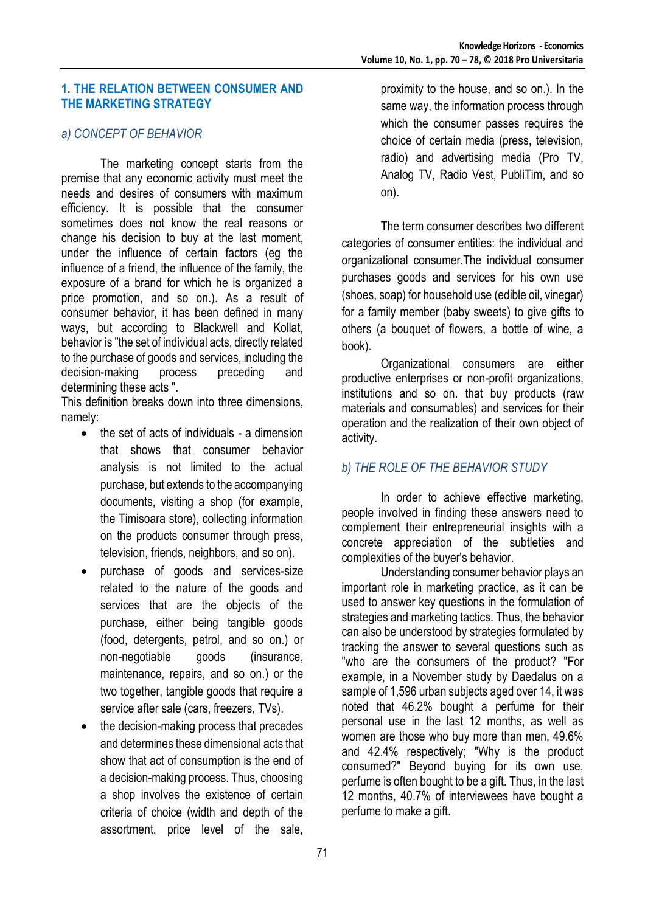## 1. THE RELATION BETWEEN CONSUMER AND THE MARKETING STRATEGY

### *a) CONCEPT OF BEHAVIOR*

The marketing concept starts from the premise that any economic activity must meet the needs and desires of consumers with maximum efficiency. It is possible that the consumer sometimes does not know the real reasons or change his decision to buy at the last moment, under the influence of certain factors (eg the influence of a friend, the influence of the family, the exposure of a brand for which he is organized a price promotion, and so on.). As a result of consumer behavior, it has been defined in many ways, but according to Blackwell and Kollat, behavior is "the set of individual acts, directly related to the purchase of goods and services, including the decision-making process preceding and determining these acts ".

This definition breaks down into three dimensions, namely:

- the set of acts of individuals - a dimension that shows that consumer behavior analysis is not limited to the actual purchase, but extends to the accompanying documents, visiting a shop (for example, the Timisoara store), collecting information on the products consumer through press, television, friends, neighbors, and so on).
- purchase of goods and services-size related to the nature of the goods and services that are the objects of the purchase, either being tangible goods (food, detergents, petrol, and so on.) or non-negotiable goods (insurance, maintenance, repairs, and so on.) or the two together, tangible goods that require a service after sale (cars, freezers, TVs).
- the decision-making process that precedes and determines these dimensional acts that show that act of consumption is the end of a decision-making process. Thus, choosing a shop involves the existence of certain criteria of choice (width and depth of the assortment, price level of the sale, proximity to the house, and so on.). In the same way, the information process through which the consumer passes requires the choice of certain media (press, television, radio) and advertising media (Pro TV, Analog TV, Radio Vest, PubliTim, and so on).

The term consumer describes two different categories of consumer entities: the individual and organizational consumer.The individual consumer purchases goods and services for his own use (shoes, soap) for household use (edible oil, vinegar) for a family member (baby sweets) to give gifts to others (a bouquet of flowers, a bottle of wine, a book).

Organizational consumers are either productive enterprises or non-profit organizations, institutions and so on. that buy products (raw materials and consumables) and services for their operation and the realization of their own object of activity.

### *b) THE ROLE OF THE BEHAVIOR STUDY*

In order to achieve effective marketing, people involved in finding these answers need to complement their entrepreneurial insights with a concrete appreciation of the subtleties and complexities of the buyer's behavior.

Understanding consumer behavior plays an important role in marketing practice, as it can be used to answer key questions in the formulation of strategies and marketing tactics. Thus, the behavior can also be understood by strategies formulated by tracking the answer to several questions such as "who are the consumers of the product? "For example, in a November study by Daedalus on a sample of 1,596 urban subjects aged over 14, it was noted that 46.2% bought a perfume for their personal use in the last 12 months, as well as women are those who buy more than men, 49.6% and 42.4% respectively; "Why is the product consumed?" Beyond buying for its own use, perfume is often bought to be a gift. Thus, in the last 12 months, 40.7% of interviewees have bought a perfume to make a gift.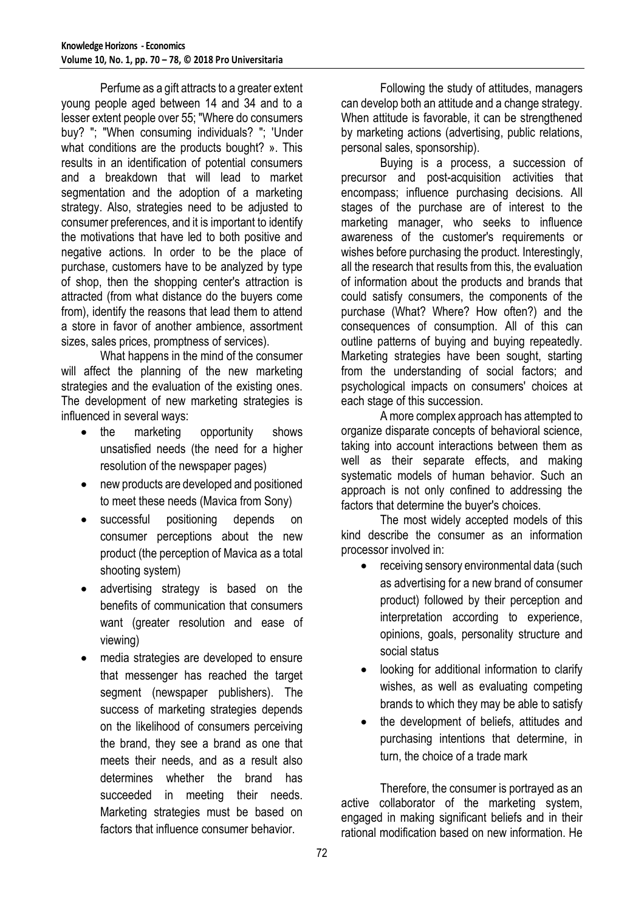Perfume as a gift attracts to a greater extent young people aged between 14 and 34 and to a lesser extent people over 55; "Where do consumers buy? "; "When consuming individuals? "; 'Under what conditions are the products bought? ». This results in an identification of potential consumers and a breakdown that will lead to market segmentation and the adoption of a marketing strategy. Also, strategies need to be adjusted to consumer preferences, and it is important to identify the motivations that have led to both positive and negative actions. In order to be the place of purchase, customers have to be analyzed by type of shop, then the shopping center's attraction is attracted (from what distance do the buyers come from), identify the reasons that lead them to attend a store in favor of another ambience, assortment sizes, sales prices, promptness of services).

What happens in the mind of the consumer will affect the planning of the new marketing strategies and the evaluation of the existing ones. The development of new marketing strategies is influenced in several ways:

- the marketing opportunity shows unsatisfied needs (the need for a higher resolution of the newspaper pages)
- new products are developed and positioned to meet these needs (Mavica from Sony)
- successful positioning depends on consumer perceptions about the new product (the perception of Mavica as a total shooting system)
- advertising strategy is based on the benefits of communication that consumers want (greater resolution and ease of viewing)
- media strategies are developed to ensure that messenger has reached the target segment (newspaper publishers). The success of marketing strategies depends on the likelihood of consumers perceiving the brand, they see a brand as one that meets their needs, and as a result also determines whether the brand has succeeded in meeting their needs. Marketing strategies must be based on factors that influence consumer behavior.

Following the study of attitudes, managers can develop both an attitude and a change strategy. When attitude is favorable, it can be strengthened by marketing actions (advertising, public relations, personal sales, sponsorship).

Buying is a process, a succession of precursor and post-acquisition activities that encompass; influence purchasing decisions. All stages of the purchase are of interest to the marketing manager, who seeks to influence awareness of the customer's requirements or wishes before purchasing the product. Interestingly, all the research that results from this, the evaluation of information about the products and brands that could satisfy consumers, the components of the purchase (What? Where? How often?) and the consequences of consumption. All of this can outline patterns of buying and buying repeatedly. Marketing strategies have been sought, starting from the understanding of social factors; and psychological impacts on consumers' choices at each stage of this succession.

A more complex approach has attempted to organize disparate concepts of behavioral science, taking into account interactions between them as well as their separate effects, and making systematic models of human behavior. Such an approach is not only confined to addressing the factors that determine the buyer's choices.

The most widely accepted models of this kind describe the consumer as an information processor involved in:

- receiving sensory environmental data (such as advertising for a new brand of consumer product) followed by their perception and interpretation according to experience, opinions, goals, personality structure and social status
- looking for additional information to clarify wishes, as well as evaluating competing brands to which they may be able to satisfy
- the development of beliefs, attitudes and purchasing intentions that determine, in turn, the choice of a trade mark

Therefore, the consumer is portrayed as an active collaborator of the marketing system, engaged in making significant beliefs and in their rational modification based on new information. He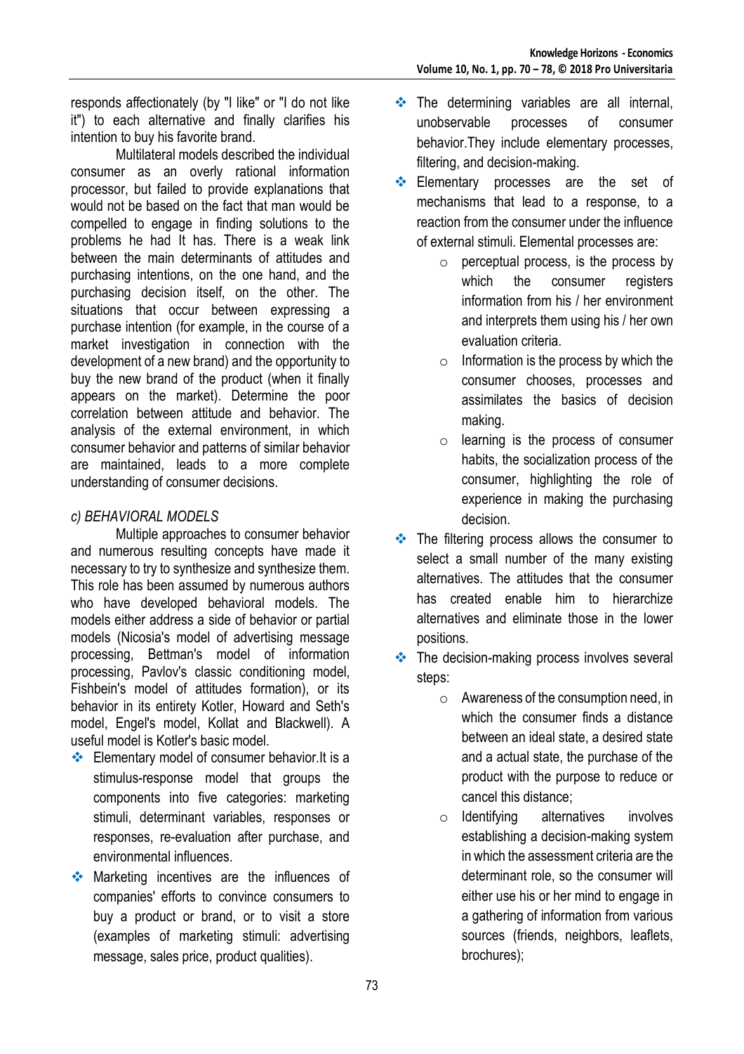responds affectionately (by "I like" or "I do not like it") to each alternative and finally clarifies his intention to buy his favorite brand.

Multilateral models described the individual consumer as an overly rational information processor, but failed to provide explanations that would not be based on the fact that man would be compelled to engage in finding solutions to the problems he had It has. There is a weak link between the main determinants of attitudes and purchasing intentions, on the one hand, and the purchasing decision itself, on the other. The situations that occur between expressing a purchase intention (for example, in the course of a market investigation in connection with the development of a new brand) and the opportunity to buy the new brand of the product (when it finally appears on the market). Determine the poor correlation between attitude and behavior. The analysis of the external environment, in which consumer behavior and patterns of similar behavior are maintained, leads to a more complete understanding of consumer decisions.

*c) BEHAVIORAL MODELS*

Multiple approaches to consumer behavior and numerous resulting concepts have made it necessary to try to synthesize and synthesize them. This role has been assumed by numerous authors who have developed behavioral models. The models either address a side of behavior or partial models (Nicosia's model of advertising message processing, Bettman's model of information processing, Pavlov's classic conditioning model, Fishbein's model of attitudes formation), or its behavior in its entirety Kotler, Howard and Seth's model, Engel's model, Kollat and Blackwell). A useful model is Kotler's basic model.

- Elementary model of consumer behavior.It is a stimulus-response model that groups the components into five categories: marketing stimuli, determinant variables, responses or responses, re-evaluation after purchase, and environmental influences.
- Marketing incentives are the influences of companies' efforts to convince consumers to buy a product or brand, or to visit a store (examples of marketing stimuli: advertising message, sales price, product qualities).
- The determining variables are all internal, unobservable processes of consumer behavior.They include elementary processes, filtering, and decision-making.
- Elementary processes are the set of mechanisms that lead to a response, to a reaction from the consumer under the influence of external stimuli. Elemental processes are:
    - perceptual process, is the process by which the consumer registers information from his / her environment and interprets them using his / her own evaluation criteria.
    - Information is the process by which the consumer chooses, processes and assimilates the basics of decision making.
    - learning is the process of consumer habits, the socialization process of the consumer, highlighting the role of experience in making the purchasing decision.
- The filtering process allows the consumer to select a small number of the many existing alternatives. The attitudes that the consumer has created enable him to hierarchize alternatives and eliminate those in the lower positions.
- The decision-making process involves several steps:
    - Awareness of the consumption need, in which the consumer finds a distance between an ideal state, a desired state and a actual state, the purchase of the product with the purpose to reduce or cancel this distance;
    - Identifying alternatives involves establishing a decision-making system in which the assessment criteria are the determinant role, so the consumer will either use his or her mind to engage in a gathering of information from various sources (friends, neighbors, leaflets, brochures);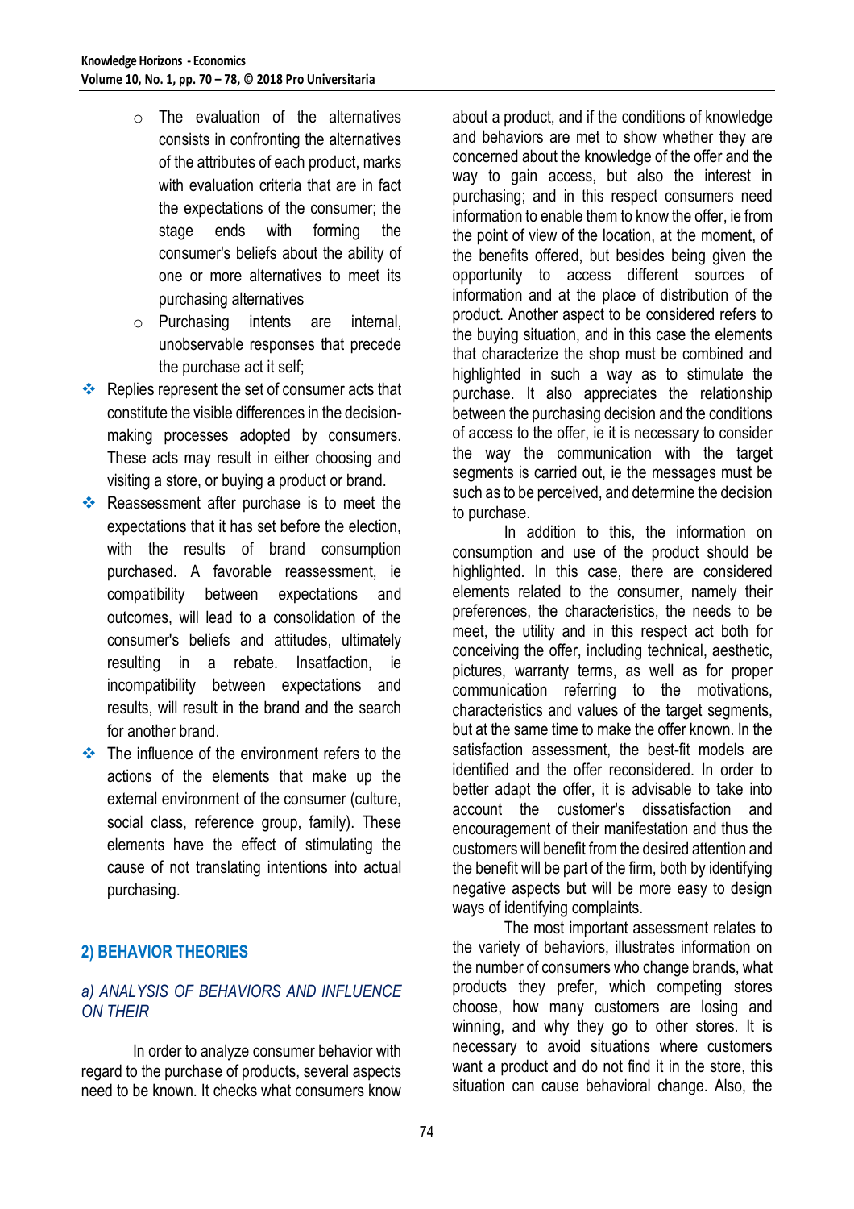- The evaluation of the alternatives consists in confronting the alternatives of the attributes of each product, marks with evaluation criteria that are in fact the expectations of the consumer; the stage ends with forming the consumer's beliefs about the ability of one or more alternatives to meet its purchasing alternatives
  - Purchasing intents are internal, unobservable responses that precede the purchase act it self;
- Replies represent the set of consumer acts that constitute the visible differences in the decision-making processes adopted by consumers. These acts may result in either choosing and visiting a store, or buying a product or brand.
- Reassessment after purchase is to meet the expectations that it has set before the election, with the results of brand consumption purchased. A favorable reassessment, ie compatibility between expectations and outcomes, will lead to a consolidation of the consumer's beliefs and attitudes, ultimately resulting in a rebate. Insatfaction, ie incompatibility between expectations and results, will result in the brand and the search for another brand.
- The influence of the environment refers to the actions of the elements that make up the external environment of the consumer (culture, social class, reference group, family). These elements have the effect of stimulating the cause of not translating intentions into actual purchasing.

## 2) BEHAVIOR THEORIES

### *a) ANALYSIS OF BEHAVIORS AND INFLUENCE ON THEIR*

In order to analyze consumer behavior with regard to the purchase of products, several aspects need to be known. It checks what consumers know about a product, and if the conditions of knowledge and behaviors are met to show whether they are concerned about the knowledge of the offer and the way to gain access, but also the interest in purchasing; and in this respect consumers need information to enable them to know the offer, ie from the point of view of the location, at the moment, of the benefits offered, but besides being given the opportunity to access different sources of information and at the place of distribution of the product. Another aspect to be considered refers to the buying situation, and in this case the elements that characterize the shop must be combined and highlighted in such a way as to stimulate the purchase. It also appreciates the relationship between the purchasing decision and the conditions of access to the offer, ie it is necessary to consider the way the communication with the target segments is carried out, ie the messages must be such as to be perceived, and determine the decision to purchase.

In addition to this, the information on consumption and use of the product should be highlighted. In this case, there are considered elements related to the consumer, namely their preferences, the characteristics, the needs to be meet, the utility and in this respect act both for conceiving the offer, including technical, aesthetic, pictures, warranty terms, as well as for proper communication referring to the motivations, characteristics and values of the target segments, but at the same time to make the offer known. In the satisfaction assessment, the best-fit models are identified and the offer reconsidered. In order to better adapt the offer, it is advisable to take into account the customer's dissatisfaction and encouragement of their manifestation and thus the customers will benefit from the desired attention and the benefit will be part of the firm, both by identifying negative aspects but will be more easy to design ways of identifying complaints.

The most important assessment relates to the variety of behaviors, illustrates information on the number of consumers who change brands, what products they prefer, which competing stores choose, how many customers are losing and winning, and why they go to other stores. It is necessary to avoid situations where customers want a product and do not find it in the store, this situation can cause behavioral change. Also, the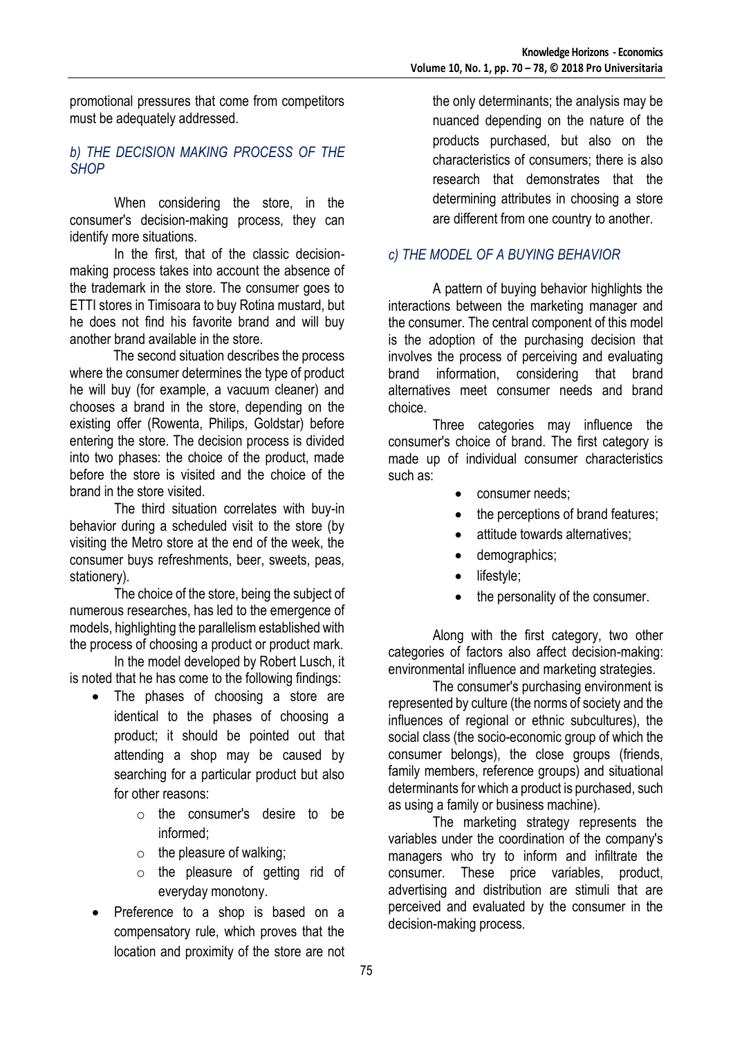promotional pressures that come from competitors must be adequately addressed.

### *b) THE DECISION MAKING PROCESS OF THE SHOP*

When considering the store, in the consumer's decision-making process, they can identify more situations.

In the first, that of the classic decision-making process takes into account the absence of the trademark in the store. The consumer goes to ETTI stores in Timisoara to buy Rotina mustard, but he does not find his favorite brand and will buy another brand available in the store.

The second situation describes the process where the consumer determines the type of product he will buy (for example, a vacuum cleaner) and chooses a brand in the store, depending on the existing offer (Rowenta, Philips, Goldstar) before entering the store. The decision process is divided into two phases: the choice of the product, made before the store is visited and the choice of the brand in the store visited.

The third situation correlates with buy-in behavior during a scheduled visit to the store (by visiting the Metro store at the end of the week, the consumer buys refreshments, beer, sweets, peas, stationery).

The choice of the store, being the subject of numerous researches, has led to the emergence of models, highlighting the parallelism established with the process of choosing a product or product mark.

In the model developed by Robert Lusch, it is noted that he has come to the following findings:

- The phases of choosing a store are identical to the phases of choosing a product; it should be pointed out that attending a shop may be caused by searching for a particular product but also for other reasons:
    - the consumer's desire to be informed;
    - the pleasure of walking;
    - the pleasure of getting rid of everyday monotony.
- Preference to a shop is based on a compensatory rule, which proves that the location and proximity of the store are not the only determinants; the analysis may be nuanced depending on the nature of the products purchased, but also on the characteristics of consumers; there is also research that demonstrates that the determining attributes in choosing a store are different from one country to another.

### *c) THE MODEL OF A BUYING BEHAVIOR*

A pattern of buying behavior highlights the interactions between the marketing manager and the consumer. The central component of this model is the adoption of the purchasing decision that involves the process of perceiving and evaluating brand information, considering that brand alternatives meet consumer needs and brand choice.

Three categories may influence the consumer's choice of brand. The first category is made up of individual consumer characteristics such as:

- consumer needs;
- the perceptions of brand features;
- attitude towards alternatives;
- demographics;
- lifestyle;
- the personality of the consumer.

Along with the first category, two other categories of factors also affect decision-making: environmental influence and marketing strategies.

The consumer's purchasing environment is represented by culture (the norms of society and the influences of regional or ethnic subcultures), the social class (the socio-economic group of which the consumer belongs), the close groups (friends, family members, reference groups) and situational determinants for which a product is purchased, such as using a family or business machine).

The marketing strategy represents the variables under the coordination of the company's managers who try to inform and infiltrate the consumer. These price variables, product, advertising and distribution are stimuli that are perceived and evaluated by the consumer in the decision-making process.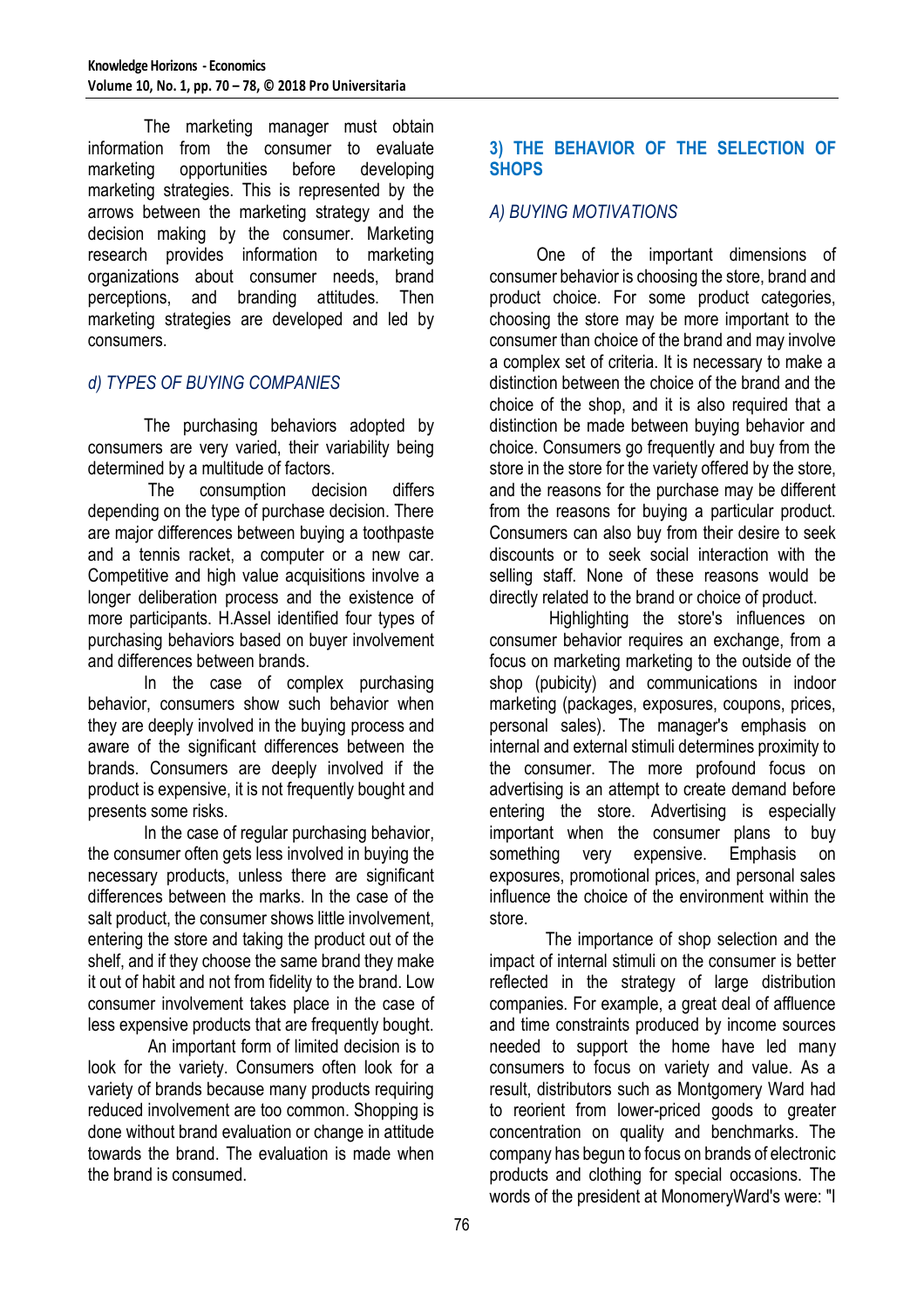The marketing manager must obtain information from the consumer to evaluate marketing opportunities before developing marketing strategies. This is represented by the arrows between the marketing strategy and the decision making by the consumer. Marketing research provides information to marketing organizations about consumer needs, brand perceptions, and branding attitudes. Then marketing strategies are developed and led by consumers.

### *d) TYPES OF BUYING COMPANIES*

The purchasing behaviors adopted by consumers are very varied, their variability being determined by a multitude of factors.

The consumption decision differs depending on the type of purchase decision. There are major differences between buying a toothpaste and a tennis racket, a computer or a new car. Competitive and high value acquisitions involve a longer deliberation process and the existence of more participants. H.Assel identified four types of purchasing behaviors based on buyer involvement and differences between brands.

In the case of complex purchasing behavior, consumers show such behavior when they are deeply involved in the buying process and aware of the significant differences between the brands. Consumers are deeply involved if the product is expensive, it is not frequently bought and presents some risks.

In the case of regular purchasing behavior, the consumer often gets less involved in buying the necessary products, unless there are significant differences between the marks. In the case of the salt product, the consumer shows little involvement, entering the store and taking the product out of the shelf, and if they choose the same brand they make it out of habit and not from fidelity to the brand. Low consumer involvement takes place in the case of less expensive products that are frequently bought.

An important form of limited decision is to look for the variety. Consumers often look for a variety of brands because many products requiring reduced involvement are too common. Shopping is done without brand evaluation or change in attitude towards the brand. The evaluation is made when the brand is consumed.

## 3) THE BEHAVIOR OF THE SELECTION OF SHOPS

### *A) BUYING MOTIVATIONS*

One of the important dimensions of consumer behavior is choosing the store, brand and product choice. For some product categories, choosing the store may be more important to the consumer than choice of the brand and may involve a complex set of criteria. It is necessary to make a distinction between the choice of the brand and the choice of the shop, and it is also required that a distinction be made between buying behavior and choice. Consumers go frequently and buy from the store in the store for the variety offered by the store, and the reasons for the purchase may be different from the reasons for buying a particular product. Consumers can also buy from their desire to seek discounts or to seek social interaction with the selling staff. None of these reasons would be directly related to the brand or choice of product.

Highlighting the store's influences on consumer behavior requires an exchange, from a focus on marketing marketing to the outside of the shop (pubicity) and communications in indoor marketing (packages, exposures, coupons, prices, personal sales). The manager's emphasis on internal and external stimuli determines proximity to the consumer. The more profound focus on advertising is an attempt to create demand before entering the store. Advertising is especially important when the consumer plans to buy something very expensive. Emphasis on exposures, promotional prices, and personal sales influence the choice of the environment within the store.

The importance of shop selection and the impact of internal stimuli on the consumer is better reflected in the strategy of large distribution companies. For example, a great deal of affluence and time constraints produced by income sources needed to support the home have led many consumers to focus on variety and value. As a result, distributors such as Montgomery Ward had to reorient from lower-priced goods to greater concentration on quality and benchmarks. The company has begun to focus on brands of electronic products and clothing for special occasions. The words of the president at MonomeryWard's were: "I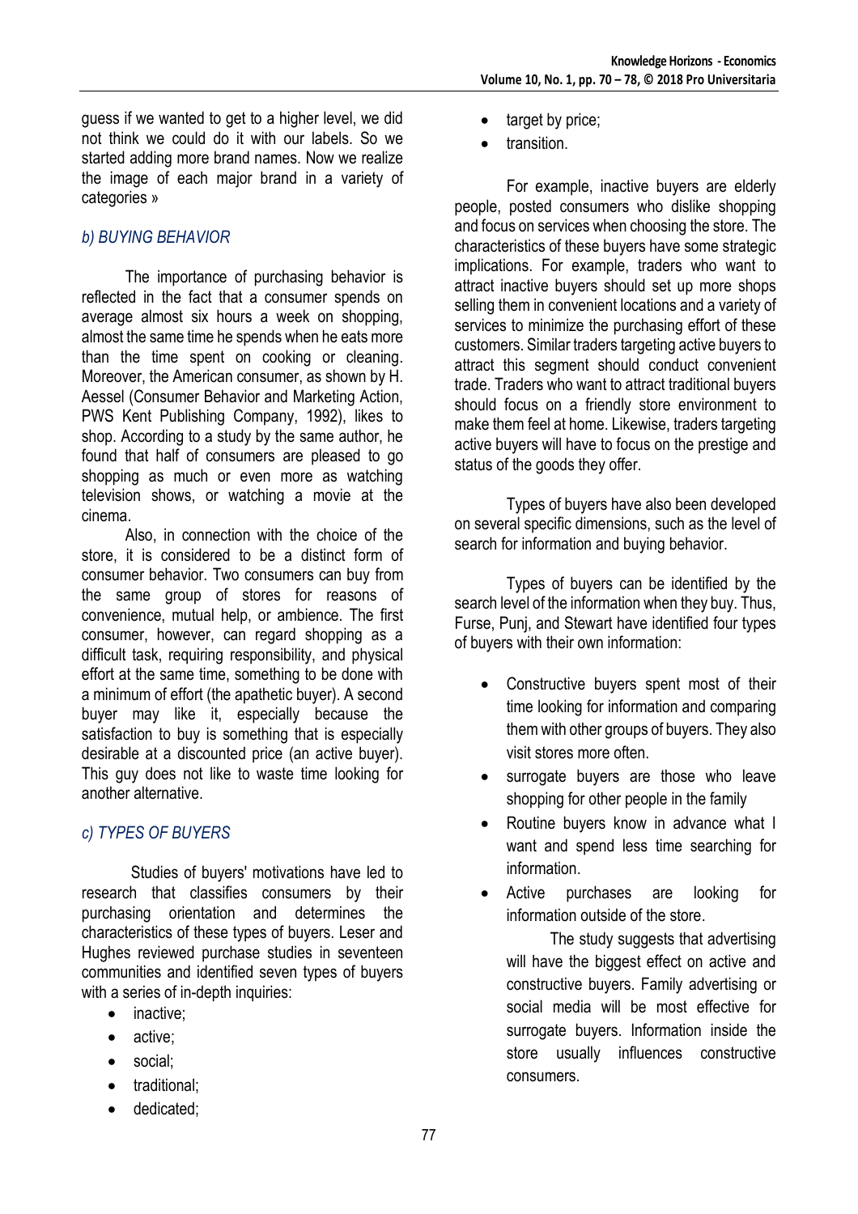guess if we wanted to get to a higher level, we did not think we could do it with our labels. So we started adding more brand names. Now we realize the image of each major brand in a variety of categories »

### *b) BUYING BEHAVIOR*

The importance of purchasing behavior is reflected in the fact that a consumer spends on average almost six hours a week on shopping, almost the same time he spends when he eats more than the time spent on cooking or cleaning. Moreover, the American consumer, as shown by H. Aessel (Consumer Behavior and Marketing Action, PWS Kent Publishing Company, 1992), likes to shop. According to a study by the same author, he found that half of consumers are pleased to go shopping as much or even more as watching television shows, or watching a movie at the cinema.

Also, in connection with the choice of the store, it is considered to be a distinct form of consumer behavior. Two consumers can buy from the same group of stores for reasons of convenience, mutual help, or ambience. The first consumer, however, can regard shopping as a difficult task, requiring responsibility, and physical effort at the same time, something to be done with a minimum of effort (the apathetic buyer). A second buyer may like it, especially because the satisfaction to buy is something that is especially desirable at a discounted price (an active buyer). This guy does not like to waste time looking for another alternative.

### *c) TYPES OF BUYERS*

Studies of buyers' motivations have led to research that classifies consumers by their purchasing orientation and determines the characteristics of these types of buyers. Leser and Hughes reviewed purchase studies in seventeen communities and identified seven types of buyers with a series of in-depth inquiries:

- inactive;
- active;
- social;
- traditional;
- dedicated;
- target by price;
- transition.

For example, inactive buyers are elderly people, posted consumers who dislike shopping and focus on services when choosing the store. The characteristics of these buyers have some strategic implications. For example, traders who want to attract inactive buyers should set up more shops selling them in convenient locations and a variety of services to minimize the purchasing effort of these customers. Similar traders targeting active buyers to attract this segment should conduct convenient trade. Traders who want to attract traditional buyers should focus on a friendly store environment to make them feel at home. Likewise, traders targeting active buyers will have to focus on the prestige and status of the goods they offer.

Types of buyers have also been developed on several specific dimensions, such as the level of search for information and buying behavior.

Types of buyers can be identified by the search level of the information when they buy. Thus, Furse, Punj, and Stewart have identified four types of buyers with their own information:

- Constructive buyers spent most of their time looking for information and comparing them with other groups of buyers. They also visit stores more often.
- surrogate buyers are those who leave shopping for other people in the family
- Routine buyers know in advance what I want and spend less time searching for information.
- Active purchases are looking for information outside of the store.

  The study suggests that advertising will have the biggest effect on active and constructive buyers. Family advertising or social media will be most effective for surrogate buyers. Information inside the store usually influences constructive consumers.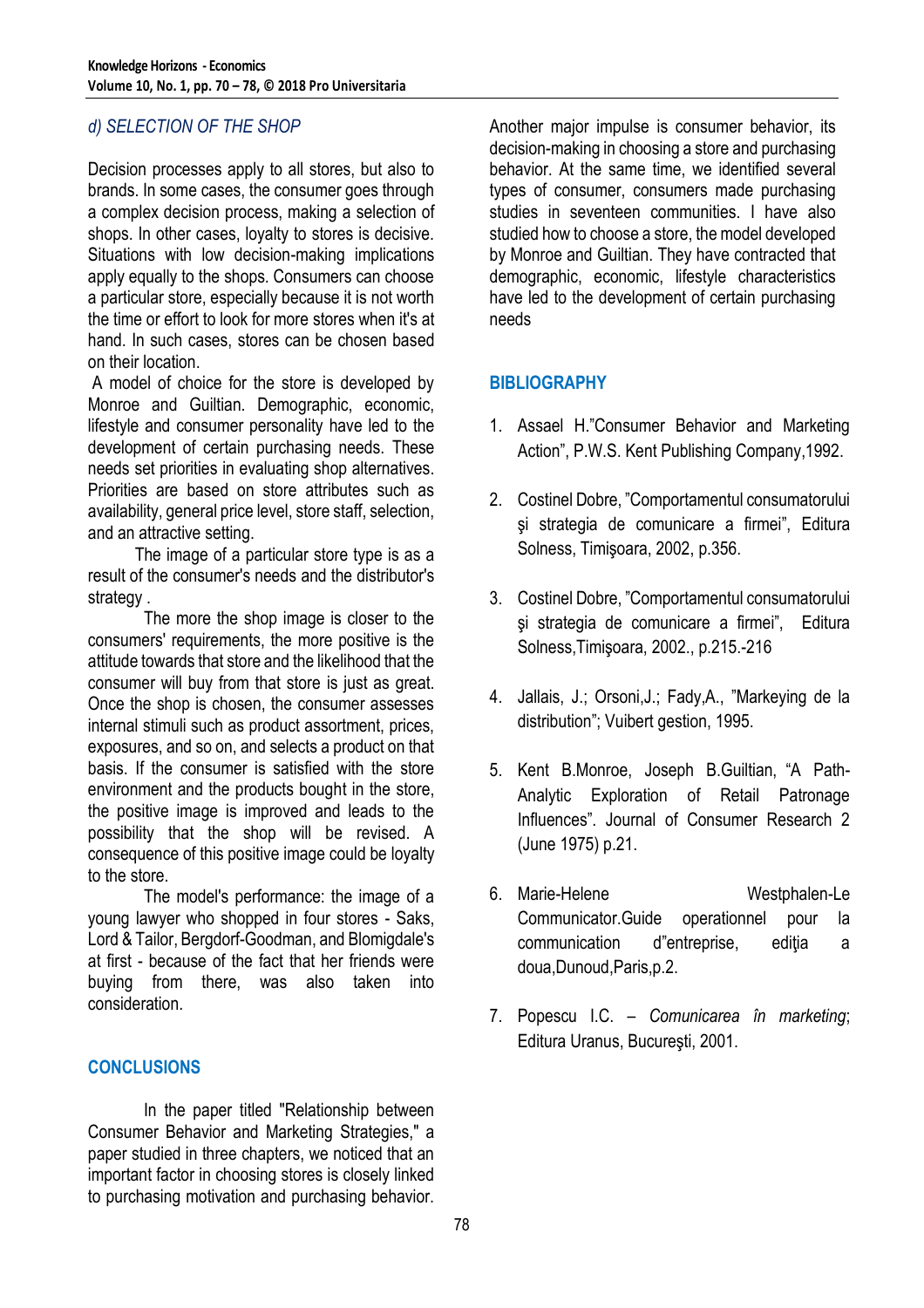### *d) SELECTION OF THE SHOP*

Decision processes apply to all stores, but also to brands. In some cases, the consumer goes through a complex decision process, making a selection of shops. In other cases, loyalty to stores is decisive. Situations with low decision-making implications apply equally to the shops. Consumers can choose a particular store, especially because it is not worth the time or effort to look for more stores when it's at hand. In such cases, stores can be chosen based on their location.

A model of choice for the store is developed by Monroe and Guiltian. Demographic, economic, lifestyle and consumer personality have led to the development of certain purchasing needs. These needs set priorities in evaluating shop alternatives. Priorities are based on store attributes such as availability, general price level, store staff, selection, and an attractive setting.

The image of a particular store type is as a result of the consumer's needs and the distributor's strategy .

The more the shop image is closer to the consumers' requirements, the more positive is the attitude towards that store and the likelihood that the consumer will buy from that store is just as great. Once the shop is chosen, the consumer assesses internal stimuli such as product assortment, prices, exposures, and so on, and selects a product on that basis. If the consumer is satisfied with the store environment and the products bought in the store, the positive image is improved and leads to the possibility that the shop will be revised. A consequence of this positive image could be loyalty to the store.

The model's performance: the image of a young lawyer who shopped in four stores - Saks, Lord & Tailor, Bergdorf-Goodman, and Blomigdale's at first - because of the fact that her friends were buying from there, was also taken into consideration.

## CONCLUSIONS

In the paper titled "Relationship between Consumer Behavior and Marketing Strategies," a paper studied in three chapters, we noticed that an important factor in choosing stores is closely linked to purchasing motivation and purchasing behavior. Another major impulse is consumer behavior, its decision-making in choosing a store and purchasing behavior. At the same time, we identified several types of consumer, consumers made purchasing studies in seventeen communities. I have also studied how to choose a store, the model developed by Monroe and Guiltian. They have contracted that demographic, economic, lifestyle characteristics have led to the development of certain purchasing needs

## BIBLIOGRAPHY

1. Assael H."Consumer Behavior and Marketing Action", P.W.S. Kent Publishing Company,1992.
2. Costinel Dobre, "Comportamentul consumatorului şi strategia de comunicare a firmei", Editura Solness, Timişoara, 2002, p.356.
3. Costinel Dobre, "Comportamentul consumatorului şi strategia de comunicare a firmei", Editura Solness,Timişoara, 2002., p.215.-216
4. Jallais, J.; Orsoni,J.; Fady,A., "Markeying de la distribution"; Vuibert gestion, 1995.
5. Kent B.Monroe, Joseph B.Guiltian, "A Path-Analytic Exploration of Retail Patronage Influences". Journal of Consumer Research 2 (June 1975) p.21.
6. Marie-Helene Westphalen-Le Communicator.Guide operationnel pour la communication d"entreprise, ediţia a doua,Dunoud,Paris,p.2.
7. Popescu I.C. – *Comunicarea în marketing*; Editura Uranus, Bucureşti, 2001.